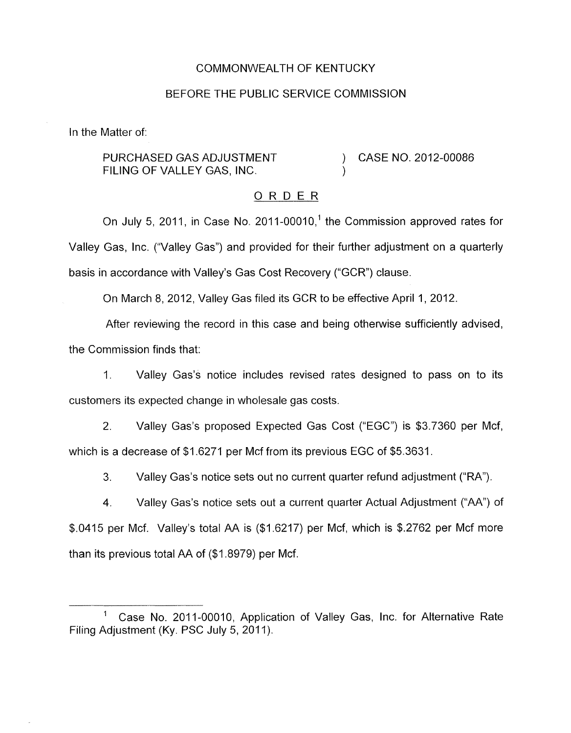COMMONWEALTH OF KENTUCKY

BEFORE THE PUBLIC SERVICE COMMISSION

In the Matter of:

PURCHASED GAS ADJUSTMENT FILING OF VALLEY GAS, INC. ) CASE NO. 2012-00086

O R D E R

On July 5, 2011, in Case No. 2011-00010,[1] the Commission approved rates for Valley Gas, Inc. ("Valley Gas") and provided for their further adjustment on a quarterly basis in accordance with Valley's Gas Cost Recovery ("GCR") clause.

On March 8, 2012, Valley Gas filed its GCR to be effective April 1, 2012.

After reviewing the record in this case and being otherwise sufficiently advised, the Commission finds that:

1. Valley Gas's notice includes revised rates designed to pass on to its customers its expected change in wholesale gas costs.

2. Valley Gas's proposed Expected Gas Cost ("EGC") is $3.7360 per Mcf, which is a decrease of $1.6271 per Mcf from its previous EGC of $5.3631.

3. Valley Gas's notice sets out no current quarter refund adjustment ("RA").

4. Valley Gas's notice sets out a current quarter Actual Adjustment ("AA") of $.0415 per Mcf. Valley's total AA is ($1.6217) per Mcf, which is $.2762 per Mcf more than its previous total AA of ($1.8979) per Mcf.

---

[1] Case No. 2011-00010, Application of Valley Gas, Inc. for Alternative Rate Filing Adjustment (Ky. PSC July 5, 2011).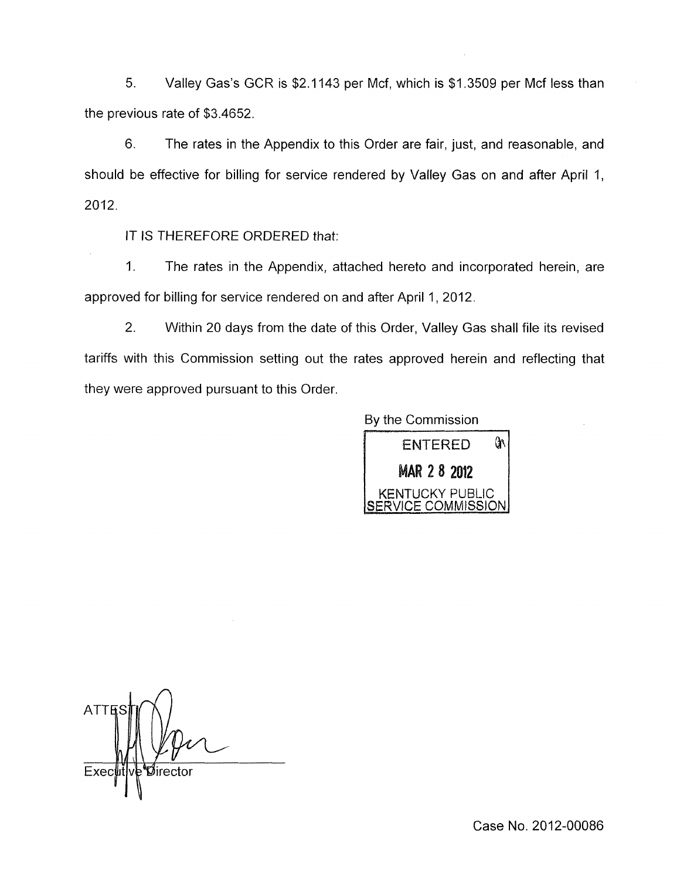5. Valley Gas's GCR is $2.1143 per Mcf, which is $1.3509 per Mcf less than the previous rate of $3.4652.

6. The rates in the Appendix to this Order are fair, just, and reasonable, and should be effective for billing for service rendered by Valley Gas on and after April 1, 2012.

IT IS THEREFORE ORDERED that:

1. The rates in the Appendix, attached hereto and incorporated herein, are approved for billing for service rendered on and after April 1, 2012.

2. Within 20 days from the date of this Order, Valley Gas shall file its revised tariffs with this Commission setting out the rates approved herein and reflecting that they were approved pursuant to this Order.

By the Commission

ENTERED
MAR 28 2012
KENTUCKY PUBLIC SERVICE COMMISSION

ATTEST:

Executive Director

Case No. 2012-00086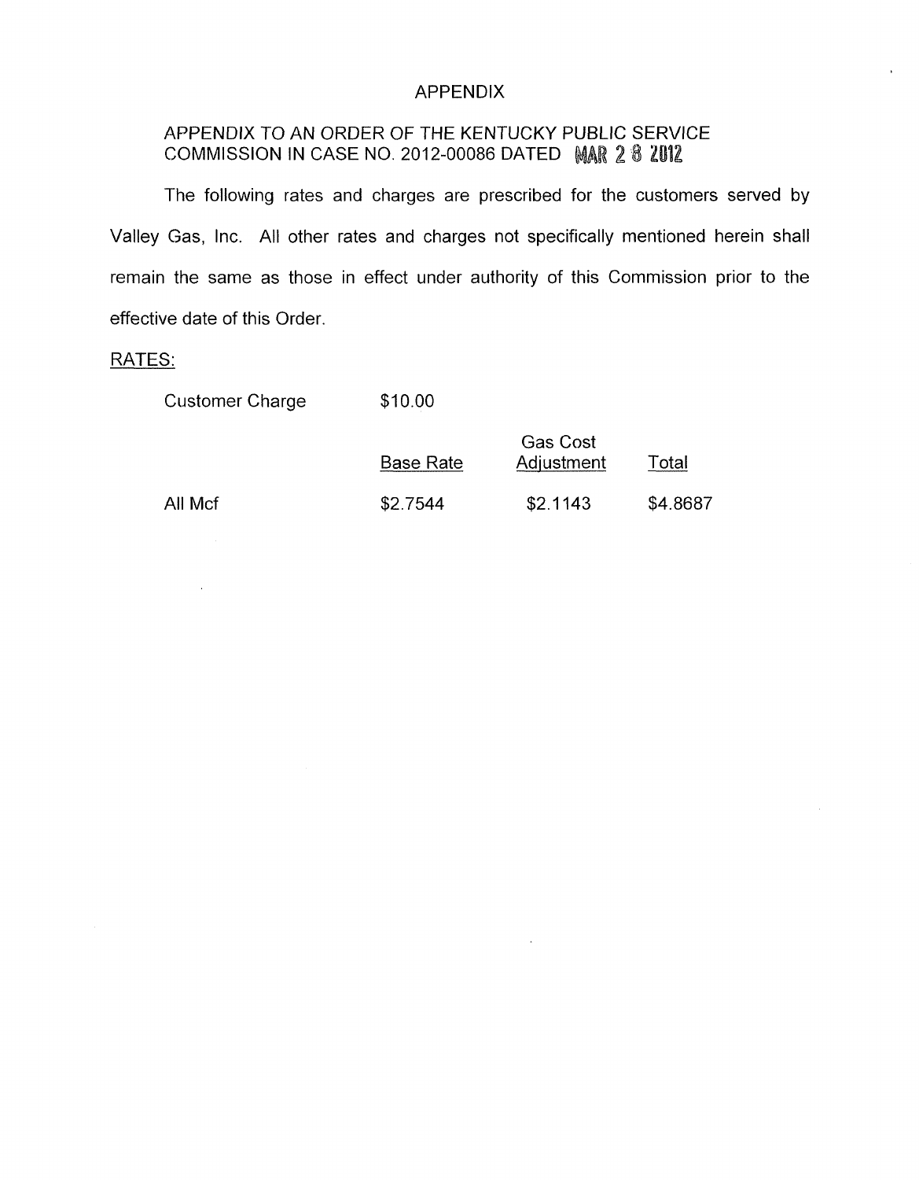# APPENDIX

## APPENDIX TO AN ORDER OF THE KENTUCKY PUBLIC SERVICE COMMISSION IN CASE NO. 2012-00086 DATED MAR 28 2012

The following rates and charges are prescribed for the customers served by Valley Gas, Inc. All other rates and charges not specifically mentioned herein shall remain the same as those in effect under authority of this Commission prior to the effective date of this Order.

RATES:

Customer Charge $10.00

| | Base Rate | Gas Cost Adjustment | Total |
|---|---|---|---|
| All Mcf | $2.7544 | $2.1143 | $4.8687 |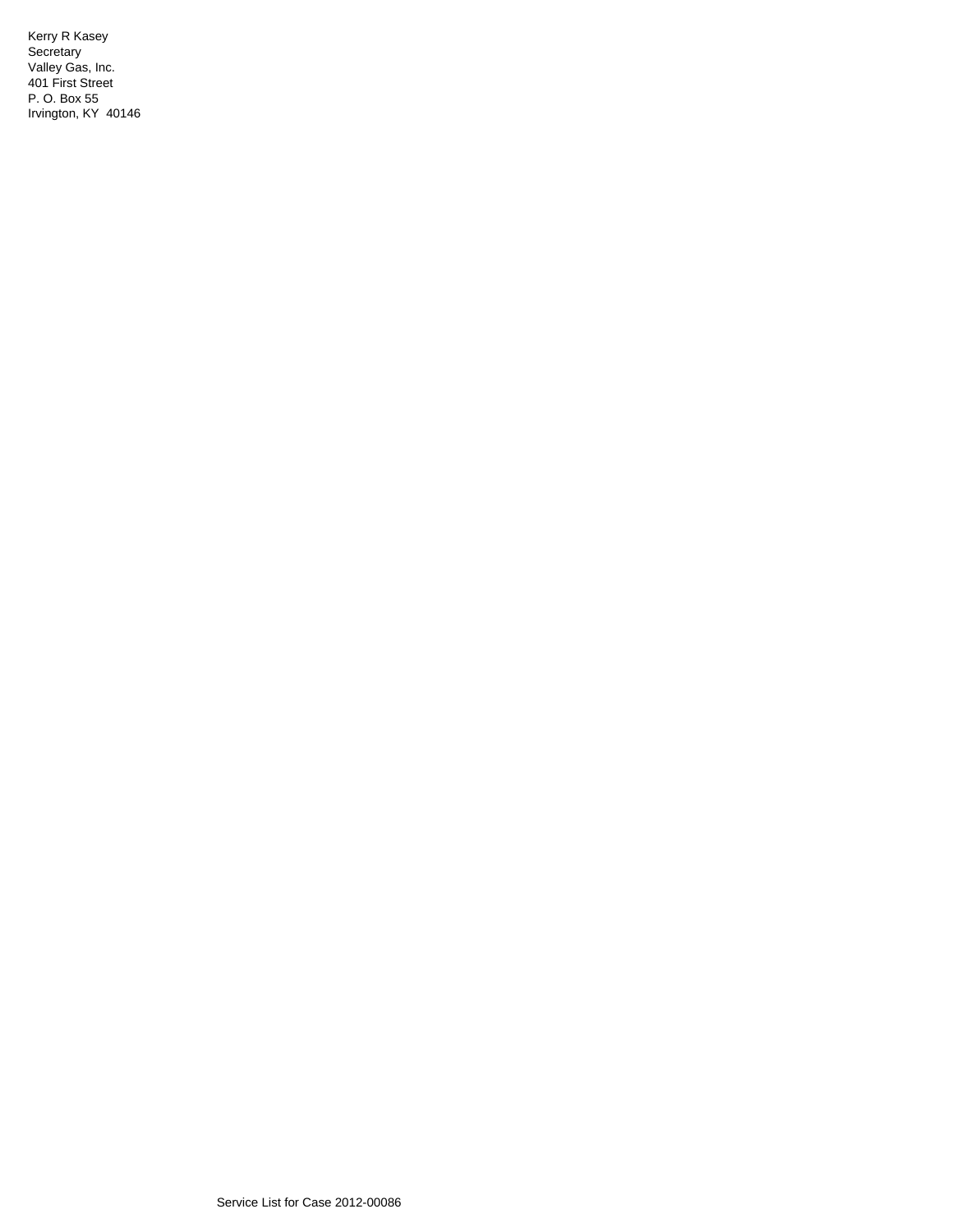Kerry R Kasey
Secretary
Valley Gas, Inc.
401 First Street
P. O. Box 55
Irvington, KY 40146

Service List for Case 2012-00086